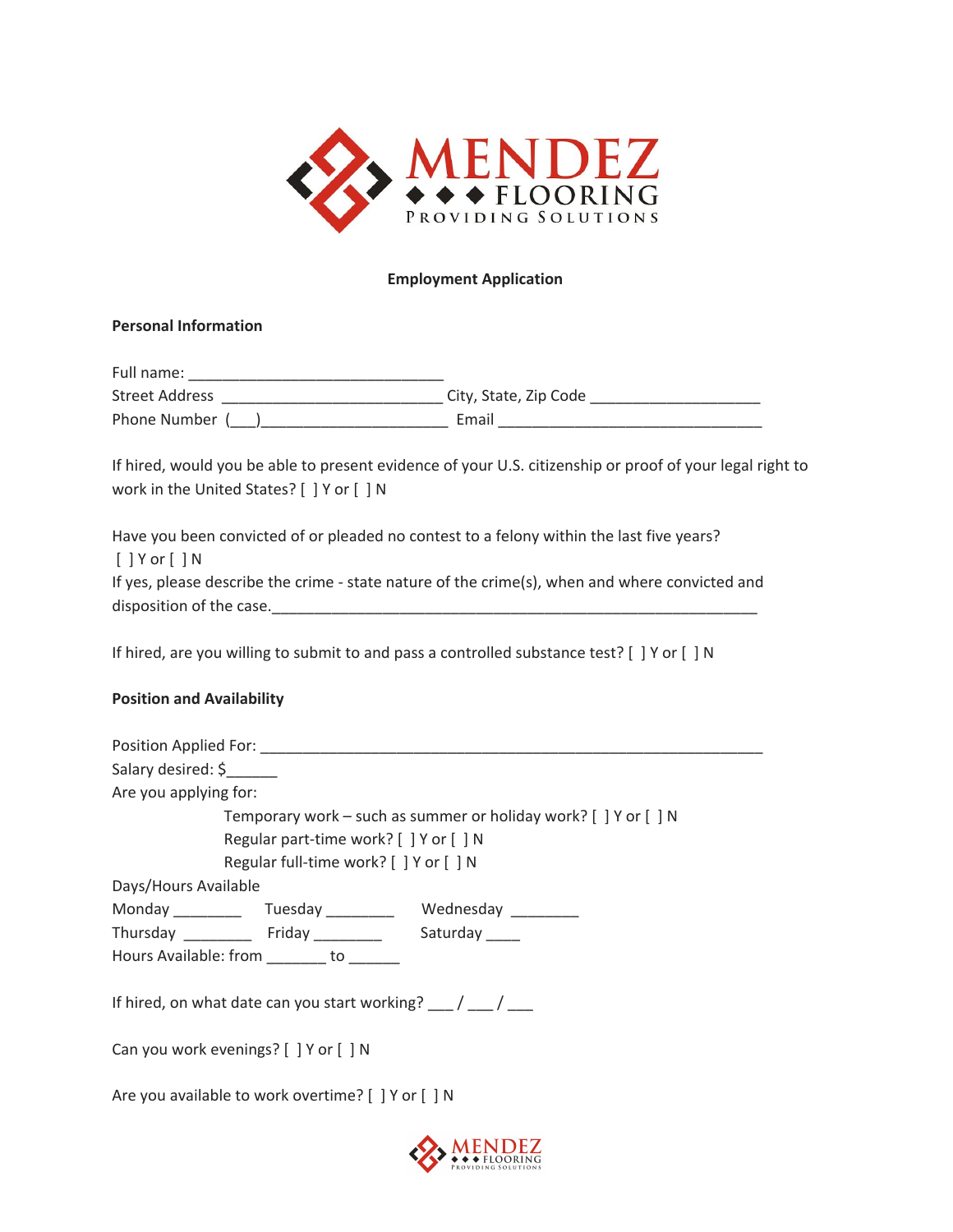MENDEZ
FLOORING
PROVIDING SOLUTIONS

# Employment Application

## Personal Information

Full name: ______________________________
Street Address _________________________ City, State, Zip Code ____________________
Phone Number (___)______________________ Email _______________________________

If hired, would you be able to present evidence of your U.S. citizenship or proof of your legal right to work in the United States? [ ] Y or [ ] N

Have you been convicted of or pleaded no contest to a felony within the last five years?
[ ] Y or [ ] N
If yes, please describe the crime - state nature of the crime(s), when and where convicted and disposition of the case.__________________________________________________________

If hired, are you willing to submit to and pass a controlled substance test? [ ] Y or [ ] N

## Position and Availability

Position Applied For: ___________________________________________________________
Salary desired: $______
Are you applying for:

- Temporary work – such as summer or holiday work? [ ] Y or [ ] N
- Regular part-time work? [ ] Y or [ ] N
- Regular full-time work? [ ] Y or [ ] N

Days/Hours Available

Monday ________ Tuesday ________ Wednesday ________
Thursday ________ Friday ________ Saturday ____
Hours Available: from _______ to ______

If hired, on what date can you start working? ___ / ___ / ___

Can you work evenings? [ ] Y or [ ] N

Are you available to work overtime? [ ] Y or [ ] N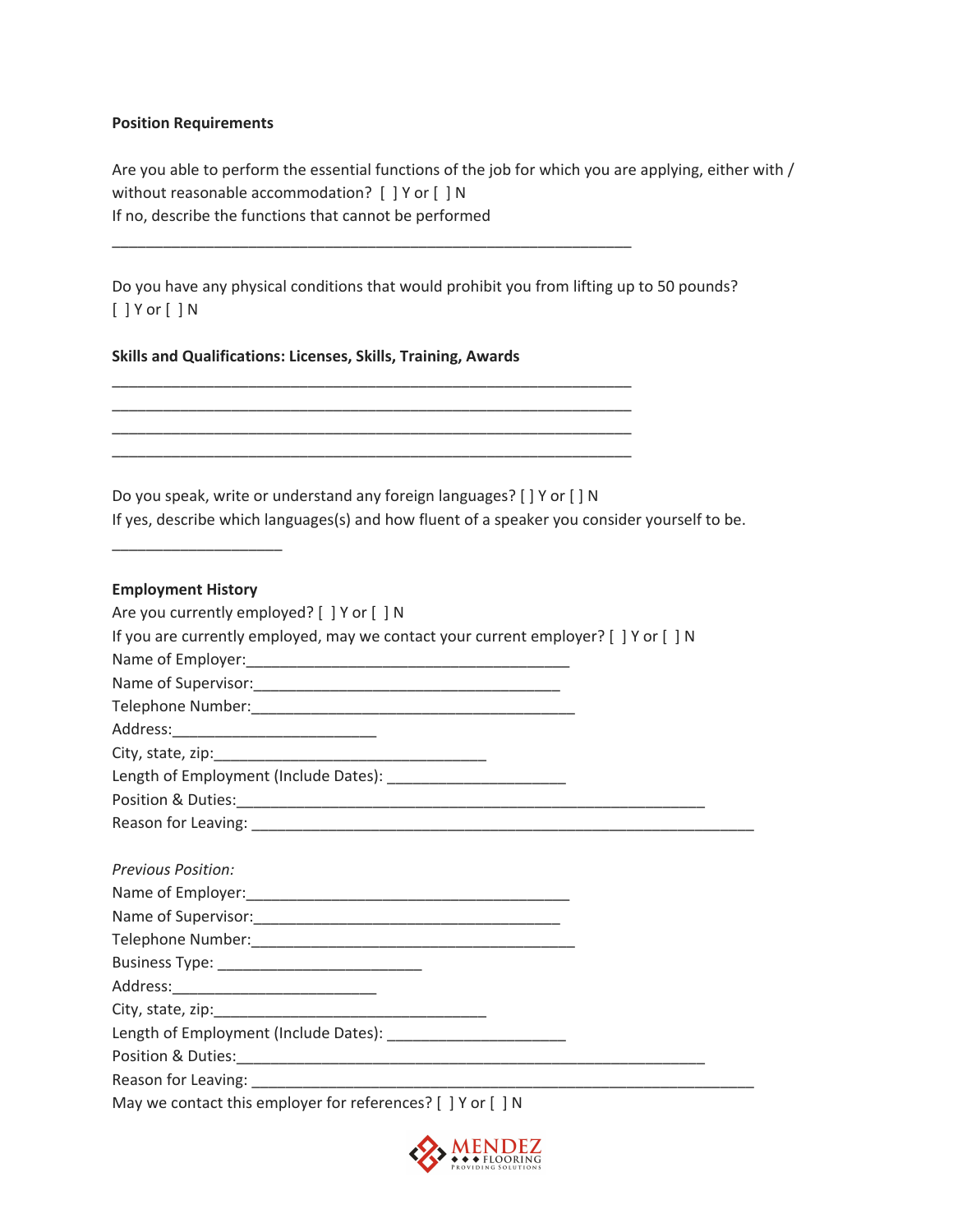**Position Requirements**

Are you able to perform the essential functions of the job for which you are applying, either with / without reasonable accommodation? [ ] Y or [ ] N
If no, describe the functions that cannot be performed

_________________________________________________________________

Do you have any physical conditions that would prohibit you from lifting up to 50 pounds?
[ ] Y or [ ] N

**Skills and Qualifications: Licenses, Skills, Training, Awards**

_________________________________________________________________
_________________________________________________________________
_________________________________________________________________
_________________________________________________________________

Do you speak, write or understand any foreign languages? [ ] Y or [ ] N
If yes, describe which languages(s) and how fluent of a speaker you consider yourself to be.

_____________________

**Employment History**

Are you currently employed? [ ] Y or [ ] N
If you are currently employed, may we contact your current employer? [ ] Y or [ ] N
Name of Employer:________________________________________
Name of Supervisor:______________________________________
Telephone Number:_______________________________________
Address:_________________________
City, state, zip:__________________________________
Length of Employment (Include Dates): ______________________
Position & Duties:_________________________________________________________
Reason for Leaving: _______________________________________________________________

*Previous Position:*
Name of Employer:________________________________________
Name of Supervisor:______________________________________
Telephone Number:_______________________________________
Business Type: _________________________
Address:_________________________
City, state, zip:__________________________________
Length of Employment (Include Dates): ______________________
Position & Duties:_________________________________________________________
Reason for Leaving: _______________________________________________________________
May we contact this employer for references? [ ] Y or [ ] N

MENDEZ FLOORING
PROVIDING SOLUTIONS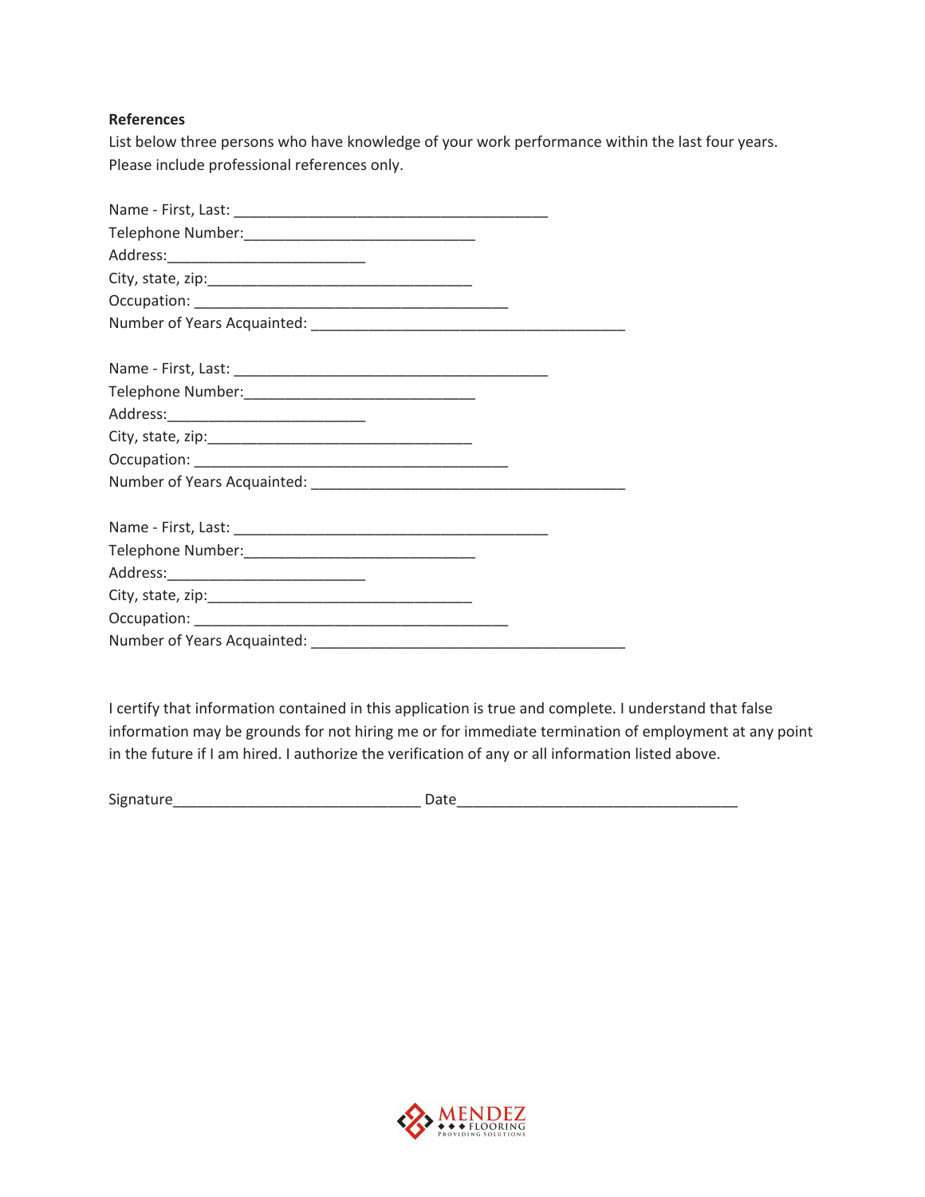**References**

List below three persons who have knowledge of your work performance within the last four years. Please include professional references only.

Name - First, Last: ________________________________________

Telephone Number:_____________________________

Address:_________________________

City, state, zip:_________________________________

Occupation: ________________________________________

Number of Years Acquainted: ________________________________________

Name - First, Last: ________________________________________

Telephone Number:_____________________________

Address:_________________________

City, state, zip:_________________________________

Occupation: ________________________________________

Number of Years Acquainted: ________________________________________

Name - First, Last: ________________________________________

Telephone Number:_____________________________

Address:_________________________

City, state, zip:_________________________________

Occupation: ________________________________________

Number of Years Acquainted: ________________________________________

I certify that information contained in this application is true and complete. I understand that false information may be grounds for not hiring me or for immediate termination of employment at any point in the future if I am hired. I authorize the verification of any or all information listed above.

Signature_______________________________ Date___________________________________

MENDEZ FLOORING
PROVIDING SOLUTIONS